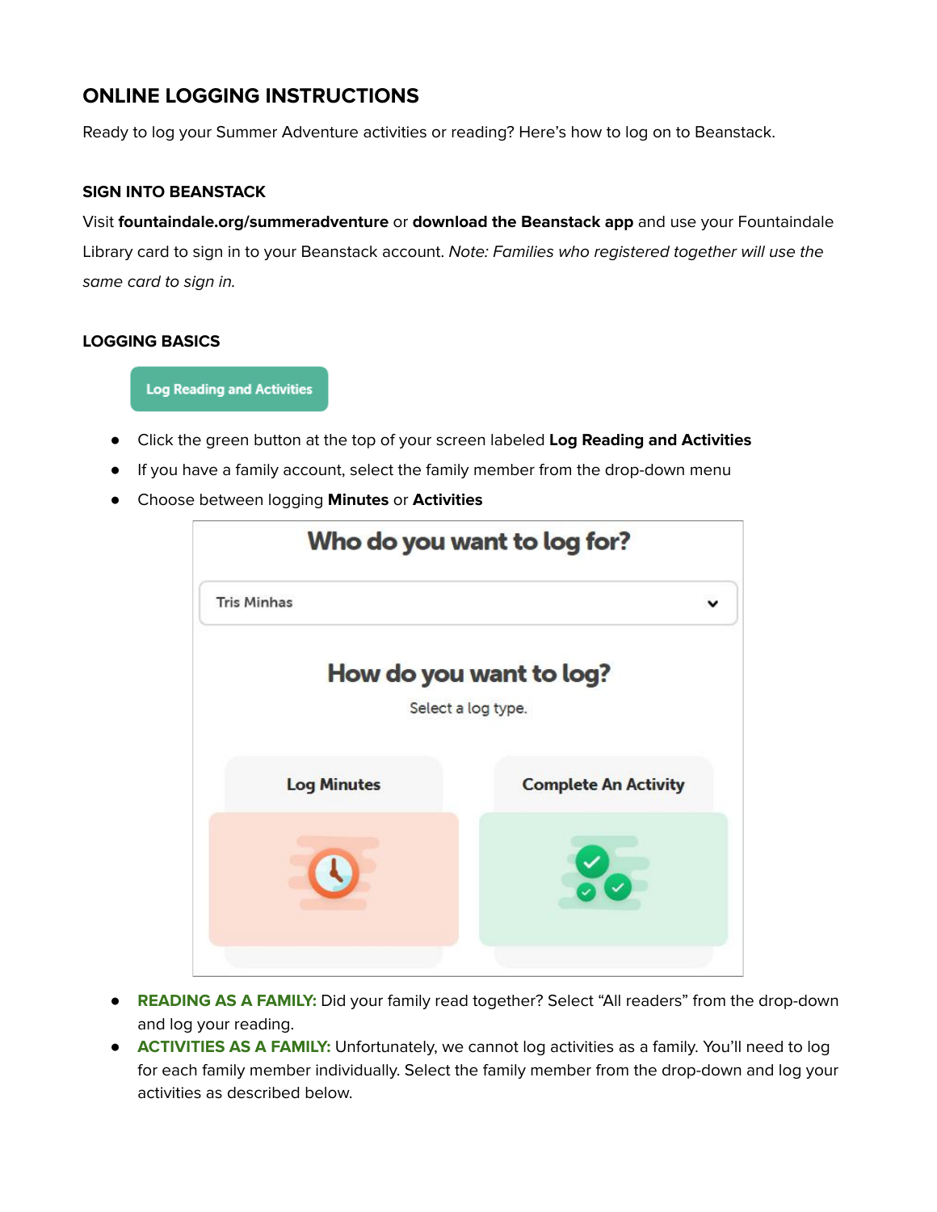## ONLINE LOGGING INSTRUCTIONS

Ready to log your Summer Adventure activities or reading? Here's how to log on to Beanstack.

### SIGN INTO BEANSTACK

Visit **fountaindale.org/summeradventure** or **download the Beanstack app** and use your Fountaindale Library card to sign in to your Beanstack account. *Note: Families who registered together will use the same card to sign in.*

### LOGGING BASICS

Log Reading and Activities

- Click the green button at the top of your screen labeled **Log Reading and Activities**
- If you have a family account, select the family member from the drop-down menu
- Choose between logging **Minutes** or **Activities**

Who do you want to log for?

Tris Minhas

How do you want to log?

Select a log type.

Log Minutes | Complete An Activity

- **READING AS A FAMILY:** Did your family read together? Select "All readers" from the drop-down and log your reading.
- **ACTIVITIES AS A FAMILY:** Unfortunately, we cannot log activities as a family. You'll need to log for each family member individually. Select the family member from the drop-down and log your activities as described below.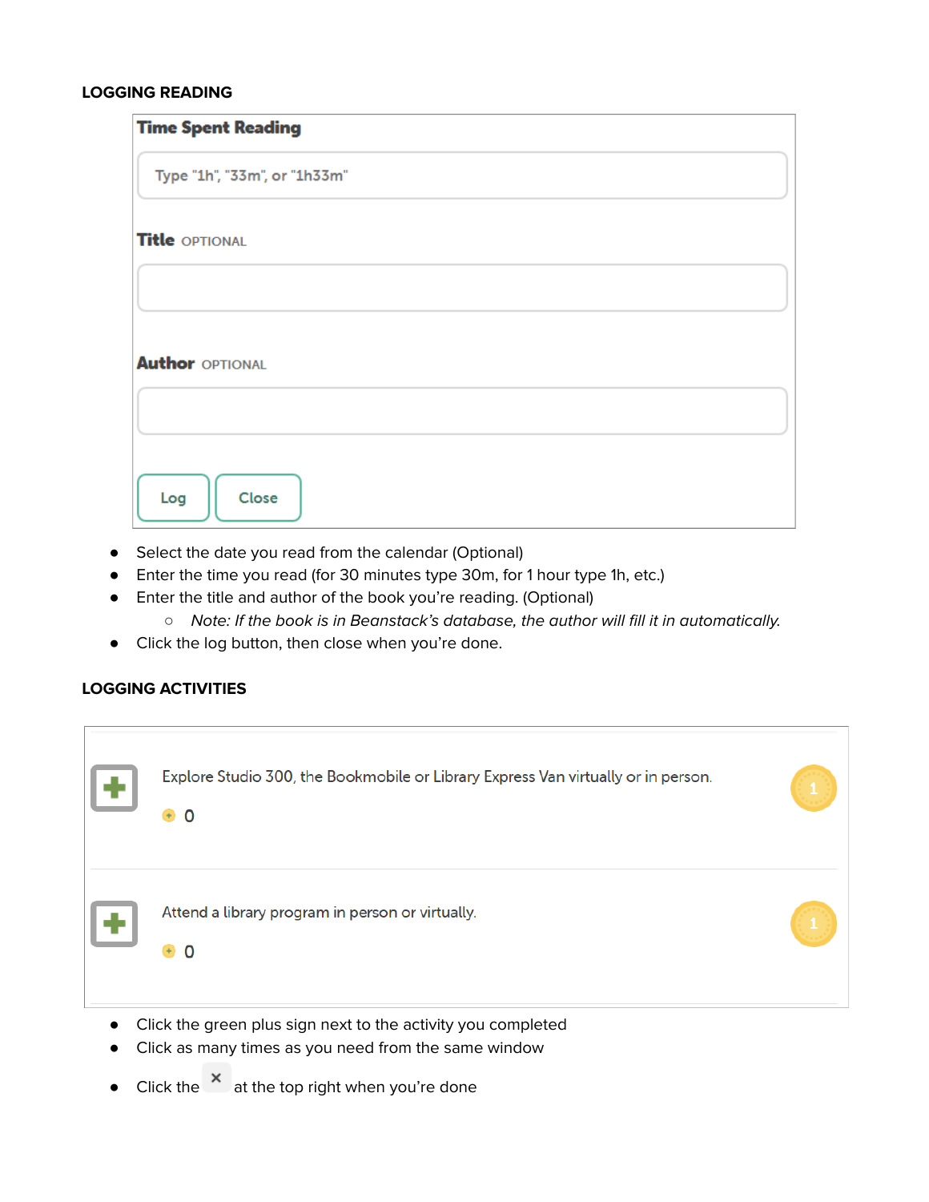**LOGGING READING**

Time Spent Reading

Type "1h", "33m", or "1h33m"

Title OPTIONAL

Author OPTIONAL

Log Close

- Select the date you read from the calendar (Optional)
- Enter the time you read (for 30 minutes type 30m, for 1 hour type 1h, etc.)
- Enter the title and author of the book you're reading. (Optional)
  - *Note: If the book is in Beanstack's database, the author will fill it in automatically.*
- Click the log button, then close when you're done.

**LOGGING ACTIVITIES**

Explore Studio 300, the Bookmobile or Library Express Van virtually or in person.

0

1

Attend a library program in person or virtually.

0

1

- Click the green plus sign next to the activity you completed
- Click as many times as you need from the same window
- Click the × at the top right when you're done